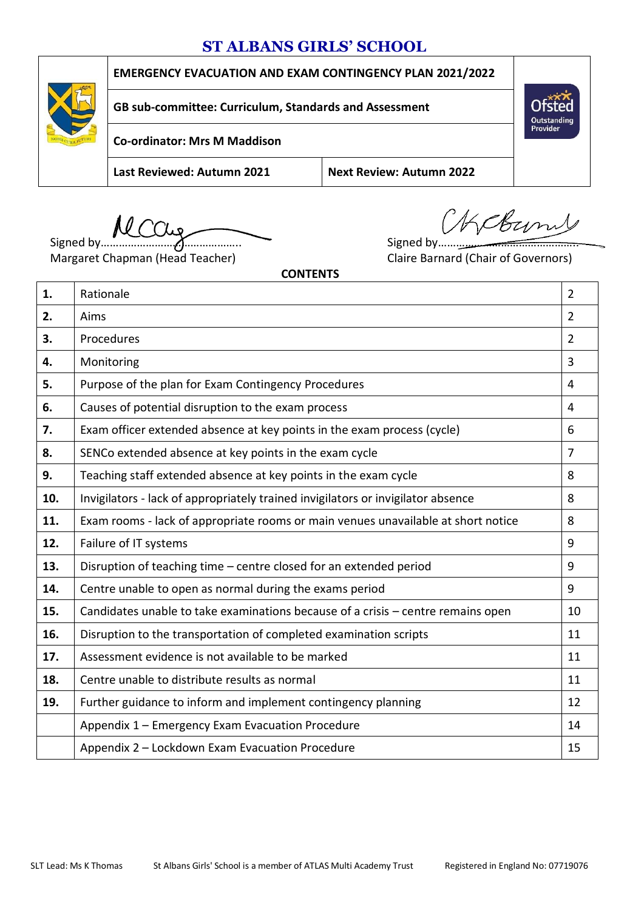# ST ALBANS GIRLS' SCHOOL

| EMERGENCY EVACUATION AND EXAM CONTINGENCY PLAN 2021/2022 | |
|---|---|
| GB sub-committee: Curriculum, Standards and Assessment | |
| Co-ordinator: Mrs M Maddison | |
| Last Reviewed: Autumn 2021 | Next Review: Autumn 2022 |

Ofsted Outstanding Provider

Signed by……………………………………….
Margaret Chapman (Head Teacher)

Signed by……………………………………….
Claire Barnard (Chair of Governors)

**CONTENTS**

| | | |
|---|---|---|
| **1.** | Rationale | 2 |
| **2.** | Aims | 2 |
| **3.** | Procedures | 2 |
| **4.** | Monitoring | 3 |
| **5.** | Purpose of the plan for Exam Contingency Procedures | 4 |
| **6.** | Causes of potential disruption to the exam process | 4 |
| **7.** | Exam officer extended absence at key points in the exam process (cycle) | 6 |
| **8.** | SENCo extended absence at key points in the exam cycle | 7 |
| **9.** | Teaching staff extended absence at key points in the exam cycle | 8 |
| **10.** | Invigilators - lack of appropriately trained invigilators or invigilator absence | 8 |
| **11.** | Exam rooms - lack of appropriate rooms or main venues unavailable at short notice | 8 |
| **12.** | Failure of IT systems | 9 |
| **13.** | Disruption of teaching time – centre closed for an extended period | 9 |
| **14.** | Centre unable to open as normal during the exams period | 9 |
| **15.** | Candidates unable to take examinations because of a crisis – centre remains open | 10 |
| **16.** | Disruption to the transportation of completed examination scripts | 11 |
| **17.** | Assessment evidence is not available to be marked | 11 |
| **18.** | Centre unable to distribute results as normal | 11 |
| **19.** | Further guidance to inform and implement contingency planning | 12 |
| | Appendix 1 – Emergency Exam Evacuation Procedure | 14 |
| | Appendix 2 – Lockdown Exam Evacuation Procedure | 15 |

SLT Lead: Ms K Thomas     St Albans Girls' School is a member of ATLAS Multi Academy Trust     Registered in England No: 07719076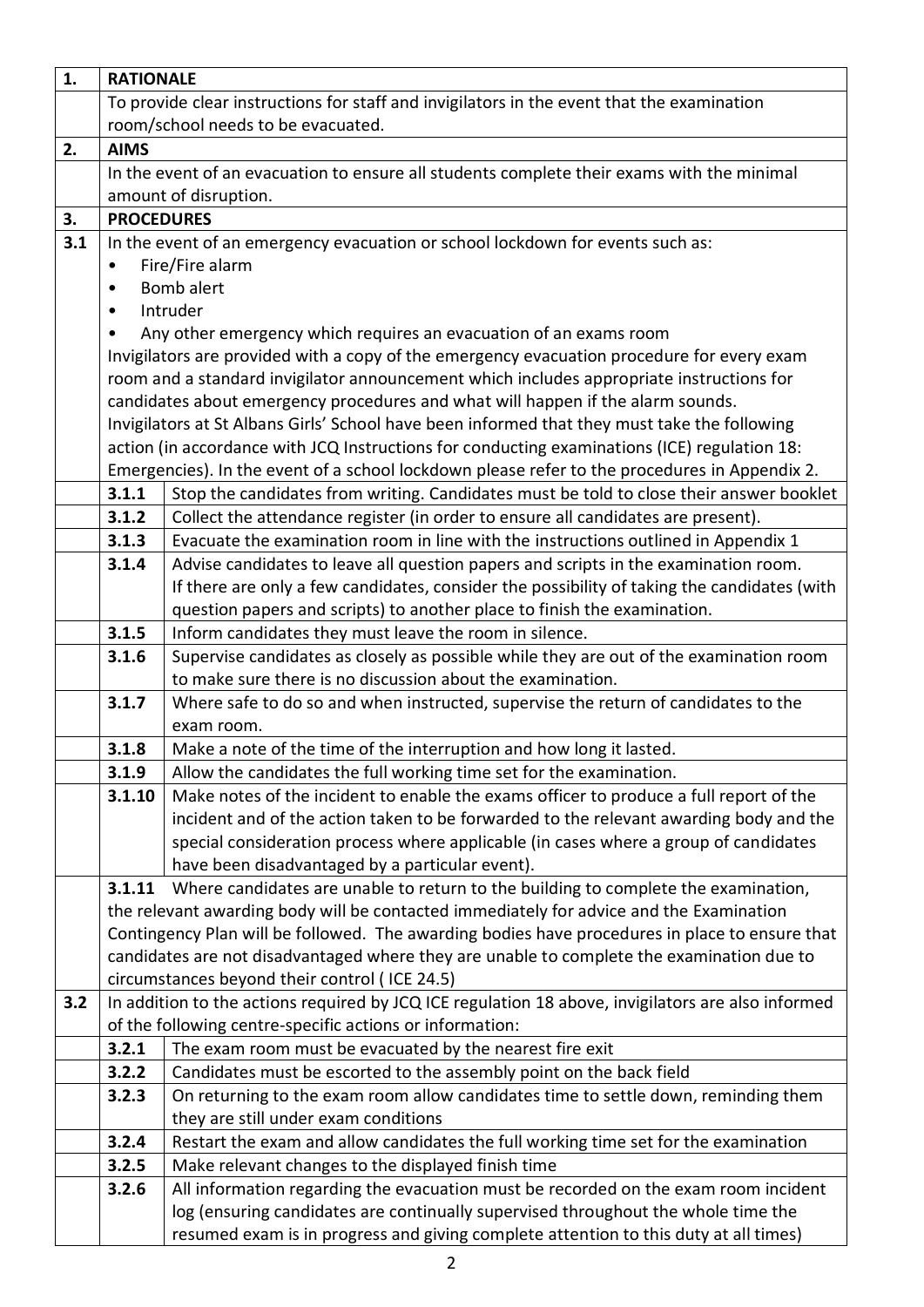| 1. | RATIONALE | |
|---|---|---|
| | To provide clear instructions for staff and invigilators in the event that the examination room/school needs to be evacuated. | |
| **2.** | **AIMS** | |
| | In the event of an evacuation to ensure all students complete their exams with the minimal amount of disruption. | |
| **3.** | **PROCEDURES** | |
| **3.1** | In the event of an emergency evacuation or school lockdown for events such as:<br>• Fire/Fire alarm<br>• Bomb alert<br>• Intruder<br>• Any other emergency which requires an evacuation of an exams room<br>Invigilators are provided with a copy of the emergency evacuation procedure for every exam room and a standard invigilator announcement which includes appropriate instructions for candidates about emergency procedures and what will happen if the alarm sounds.<br>Invigilators at St Albans Girls' School have been informed that they must take the following action (in accordance with JCQ Instructions for conducting examinations (ICE) regulation 18: Emergencies). In the event of a school lockdown please refer to the procedures in Appendix 2. | |
| | **3.1.1** | Stop the candidates from writing. Candidates must be told to close their answer booklet |
| | **3.1.2** | Collect the attendance register (in order to ensure all candidates are present). |
| | **3.1.3** | Evacuate the examination room in line with the instructions outlined in Appendix 1 |
| | **3.1.4** | Advise candidates to leave all question papers and scripts in the examination room. If there are only a few candidates, consider the possibility of taking the candidates (with question papers and scripts) to another place to finish the examination. |
| | **3.1.5** | Inform candidates they must leave the room in silence. |
| | **3.1.6** | Supervise candidates as closely as possible while they are out of the examination room to make sure there is no discussion about the examination. |
| | **3.1.7** | Where safe to do so and when instructed, supervise the return of candidates to the exam room. |
| | **3.1.8** | Make a note of the time of the interruption and how long it lasted. |
| | **3.1.9** | Allow the candidates the full working time set for the examination. |
| | **3.1.10** | Make notes of the incident to enable the exams officer to produce a full report of the incident and of the action taken to be forwarded to the relevant awarding body and the special consideration process where applicable (in cases where a group of candidates have been disadvantaged by a particular event). |
| | **3.1.11** Where candidates are unable to return to the building to complete the examination, the relevant awarding body will be contacted immediately for advice and the Examination Contingency Plan will be followed. The awarding bodies have procedures in place to ensure that candidates are not disadvantaged where they are unable to complete the examination due to circumstances beyond their control ( ICE 24.5) | |
| **3.2** | In addition to the actions required by JCQ ICE regulation 18 above, invigilators are also informed of the following centre-specific actions or information: | |
| | **3.2.1** | The exam room must be evacuated by the nearest fire exit |
| | **3.2.2** | Candidates must be escorted to the assembly point on the back field |
| | **3.2.3** | On returning to the exam room allow candidates time to settle down, reminding them they are still under exam conditions |
| | **3.2.4** | Restart the exam and allow candidates the full working time set for the examination |
| | **3.2.5** | Make relevant changes to the displayed finish time |
| | **3.2.6** | All information regarding the evacuation must be recorded on the exam room incident log (ensuring candidates are continually supervised throughout the whole time the resumed exam is in progress and giving complete attention to this duty at all times) |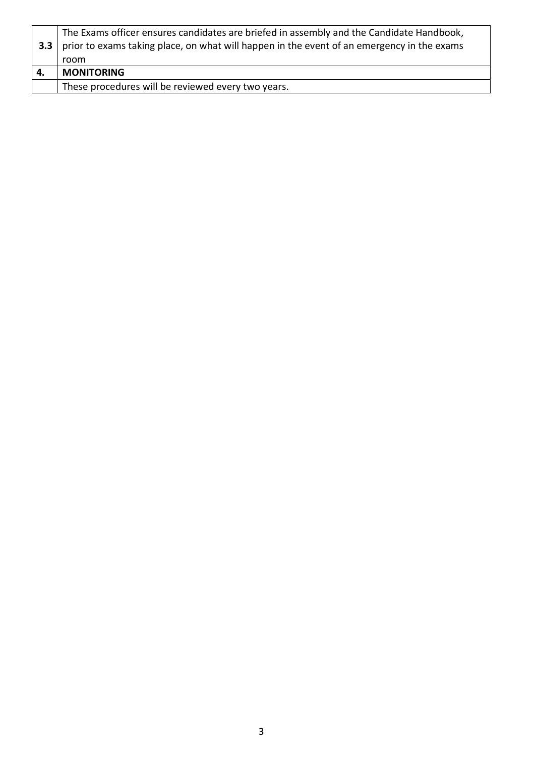| | |
|---|---|
| **3.3** | The Exams officer ensures candidates are briefed in assembly and the Candidate Handbook, prior to exams taking place, on what will happen in the event of an emergency in the exams room |
| **4.** | **MONITORING** |
| | These procedures will be reviewed every two years. |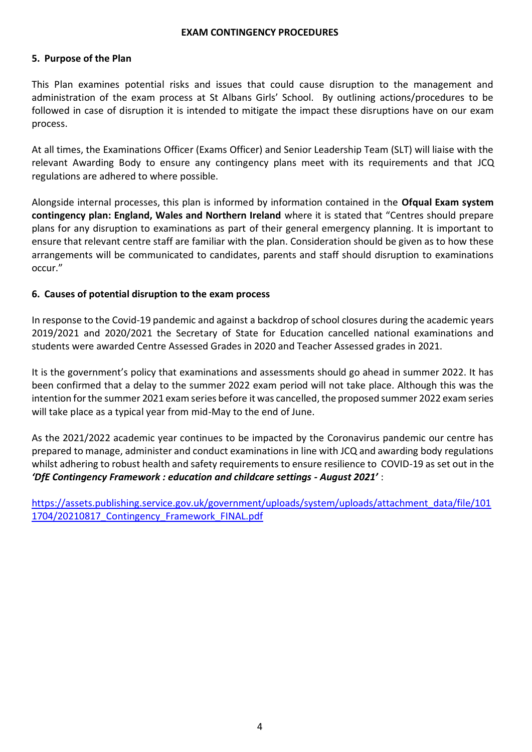**EXAM CONTINGENCY PROCEDURES**

## 5. Purpose of the Plan

This Plan examines potential risks and issues that could cause disruption to the management and administration of the exam process at St Albans Girls' School. By outlining actions/procedures to be followed in case of disruption it is intended to mitigate the impact these disruptions have on our exam process.

At all times, the Examinations Officer (Exams Officer) and Senior Leadership Team (SLT) will liaise with the relevant Awarding Body to ensure any contingency plans meet with its requirements and that JCQ regulations are adhered to where possible.

Alongside internal processes, this plan is informed by information contained in the **Ofqual Exam system contingency plan: England, Wales and Northern Ireland** where it is stated that "Centres should prepare plans for any disruption to examinations as part of their general emergency planning. It is important to ensure that relevant centre staff are familiar with the plan. Consideration should be given as to how these arrangements will be communicated to candidates, parents and staff should disruption to examinations occur."

## 6. Causes of potential disruption to the exam process

In response to the Covid-19 pandemic and against a backdrop of school closures during the academic years 2019/2021 and 2020/2021 the Secretary of State for Education cancelled national examinations and students were awarded Centre Assessed Grades in 2020 and Teacher Assessed grades in 2021.

It is the government's policy that examinations and assessments should go ahead in summer 2022. It has been confirmed that a delay to the summer 2022 exam period will not take place. Although this was the intention for the summer 2021 exam series before it was cancelled, the proposed summer 2022 exam series will take place as a typical year from mid-May to the end of June.

As the 2021/2022 academic year continues to be impacted by the Coronavirus pandemic our centre has prepared to manage, administer and conduct examinations in line with JCQ and awarding body regulations whilst adhering to robust health and safety requirements to ensure resilience to COVID-19 as set out in the ***'DfE Contingency Framework : education and childcare settings - August 2021'*** :

https://assets.publishing.service.gov.uk/government/uploads/system/uploads/attachment_data/file/1011704/20210817_Contingency_Framework_FINAL.pdf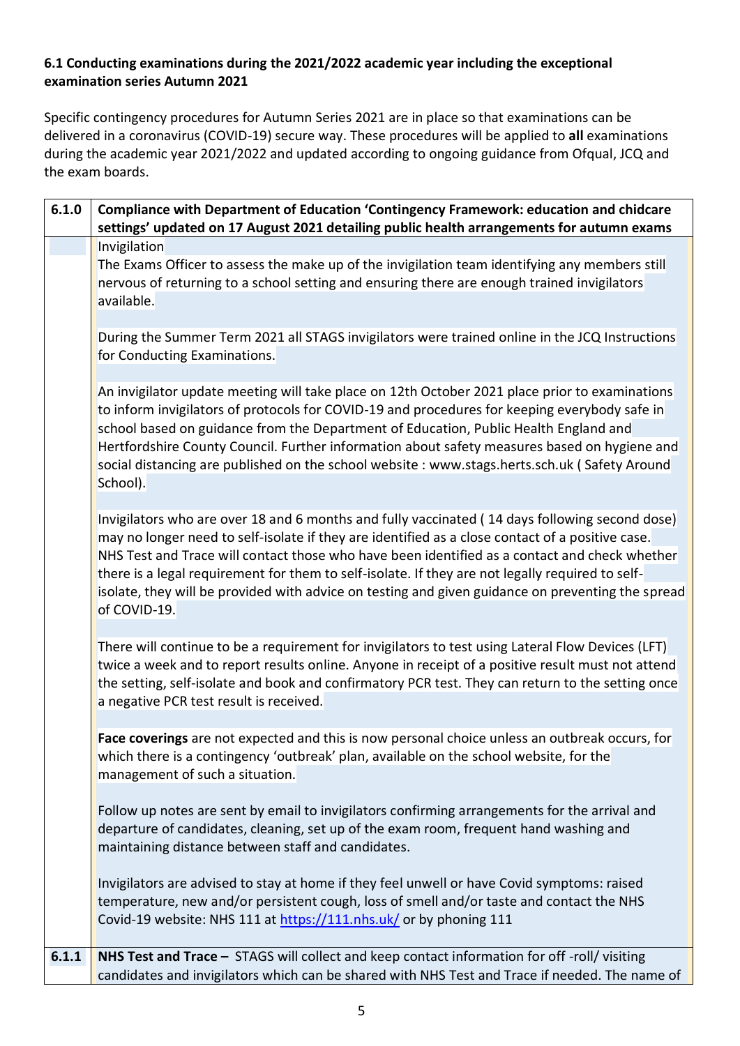**6.1 Conducting examinations during the 2021/2022 academic year including the exceptional examination series Autumn 2021**

Specific contingency procedures for Autumn Series 2021 are in place so that examinations can be delivered in a coronavirus (COVID-19) secure way. These procedures will be applied to **all** examinations during the academic year 2021/2022 and updated according to ongoing guidance from Ofqual, JCQ and the exam boards.

| 6.1.0 | **Compliance with Department of Education 'Contingency Framework: education and chidcare settings' updated on 17 August 2021 detailing public health arrangements for autumn exams** |
|---|---|
| | Invigilation<br>The Exams Officer to assess the make up of the invigilation team identifying any members still nervous of returning to a school setting and ensuring there are enough trained invigilators available.<br><br>During the Summer Term 2021 all STAGS invigilators were trained online in the JCQ Instructions for Conducting Examinations.<br><br>An invigilator update meeting will take place on 12th October 2021 place prior to examinations to inform invigilators of protocols for COVID-19 and procedures for keeping everybody safe in school based on guidance from the Department of Education, Public Health England and Hertfordshire County Council. Further information about safety measures based on hygiene and social distancing are published on the school website : www.stags.herts.sch.uk ( Safety Around School).<br><br>Invigilators who are over 18 and 6 months and fully vaccinated ( 14 days following second dose) may no longer need to self-isolate if they are identified as a close contact of a positive case. NHS Test and Trace will contact those who have been identified as a contact and check whether there is a legal requirement for them to self-isolate. If they are not legally required to self-isolate, they will be provided with advice on testing and given guidance on preventing the spread of COVID-19.<br><br>There will continue to be a requirement for invigilators to test using Lateral Flow Devices (LFT) twice a week and to report results online. Anyone in receipt of a positive result must not attend the setting, self-isolate and book and confirmatory PCR test. They can return to the setting once a negative PCR test result is received.<br><br>**Face coverings** are not expected and this is now personal choice unless an outbreak occurs, for which there is a contingency 'outbreak' plan, available on the school website, for the management of such a situation.<br><br>Follow up notes are sent by email to invigilators confirming arrangements for the arrival and departure of candidates, cleaning, set up of the exam room, frequent hand washing and maintaining distance between staff and candidates.<br><br>Invigilators are advised to stay at home if they feel unwell or have Covid symptoms: raised temperature, new and/or persistent cough, loss of smell and/or taste and contact the NHS Covid-19 website: NHS 111 at https://111.nhs.uk/ or by phoning 111 |
| 6.1.1 | **NHS Test and Trace –** STAGS will collect and keep contact information for off -roll/ visiting candidates and invigilators which can be shared with NHS Test and Trace if needed. The name of |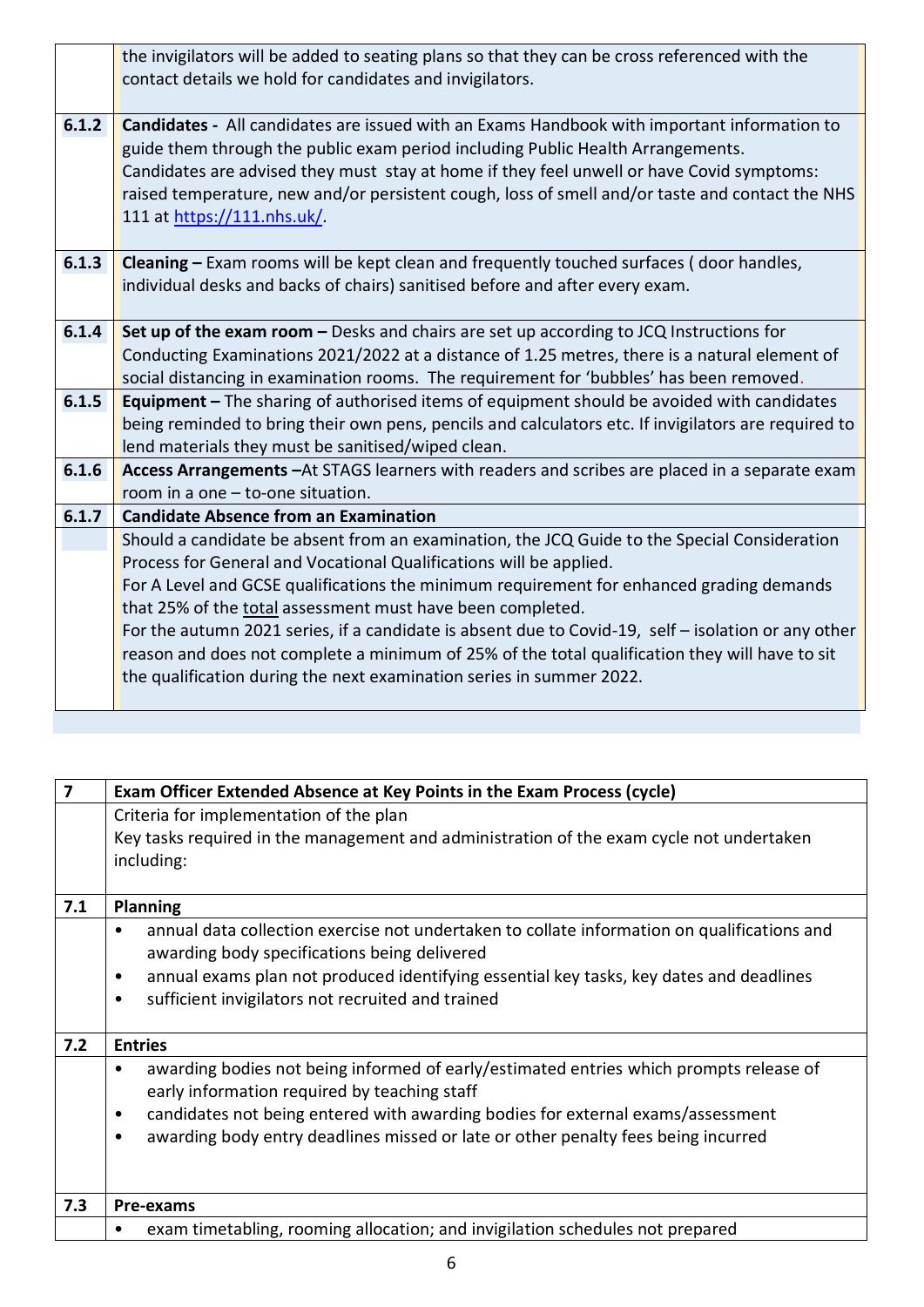| | |
|---|---|
| | the invigilators will be added to seating plans so that they can be cross referenced with the contact details we hold for candidates and invigilators. |
| **6.1.2** | **Candidates -** All candidates are issued with an Exams Handbook with important information to guide them through the public exam period including Public Health Arrangements. Candidates are advised they must stay at home if they feel unwell or have Covid symptoms: raised temperature, new and/or persistent cough, loss of smell and/or taste and contact the NHS 111 at https://111.nhs.uk/. |
| **6.1.3** | **Cleaning –** Exam rooms will be kept clean and frequently touched surfaces ( door handles, individual desks and backs of chairs) sanitised before and after every exam. |
| **6.1.4** | **Set up of the exam room –** Desks and chairs are set up according to JCQ Instructions for Conducting Examinations 2021/2022 at a distance of 1.25 metres, there is a natural element of social distancing in examination rooms. The requirement for 'bubbles' has been removed. |
| **6.1.5** | **Equipment –** The sharing of authorised items of equipment should be avoided with candidates being reminded to bring their own pens, pencils and calculators etc. If invigilators are required to lend materials they must be sanitised/wiped clean. |
| **6.1.6** | **Access Arrangements –**At STAGS learners with readers and scribes are placed in a separate exam room in a one – to-one situation. |
| **6.1.7** | **Candidate Absence from an Examination** |
| | Should a candidate be absent from an examination, the JCQ Guide to the Special Consideration Process for General and Vocational Qualifications will be applied.<br>For A Level and GCSE qualifications the minimum requirement for enhanced grading demands that 25% of the total assessment must have been completed.<br>For the autumn 2021 series, if a candidate is absent due to Covid-19, self – isolation or any other reason and does not complete a minimum of 25% of the total qualification they will have to sit the qualification during the next examination series in summer 2022. |

| 7 | Exam Officer Extended Absence at Key Points in the Exam Process (cycle) |
|---|---|
| | Criteria for implementation of the plan<br>Key tasks required in the management and administration of the exam cycle not undertaken including: |
| **7.1** | **Planning** |
| | • annual data collection exercise not undertaken to collate information on qualifications and awarding body specifications being delivered<br>• annual exams plan not produced identifying essential key tasks, key dates and deadlines<br>• sufficient invigilators not recruited and trained |
| **7.2** | **Entries** |
| | • awarding bodies not being informed of early/estimated entries which prompts release of early information required by teaching staff<br>• candidates not being entered with awarding bodies for external exams/assessment<br>• awarding body entry deadlines missed or late or other penalty fees being incurred |
| **7.3** | **Pre-exams** |
| | • exam timetabling, rooming allocation; and invigilation schedules not prepared |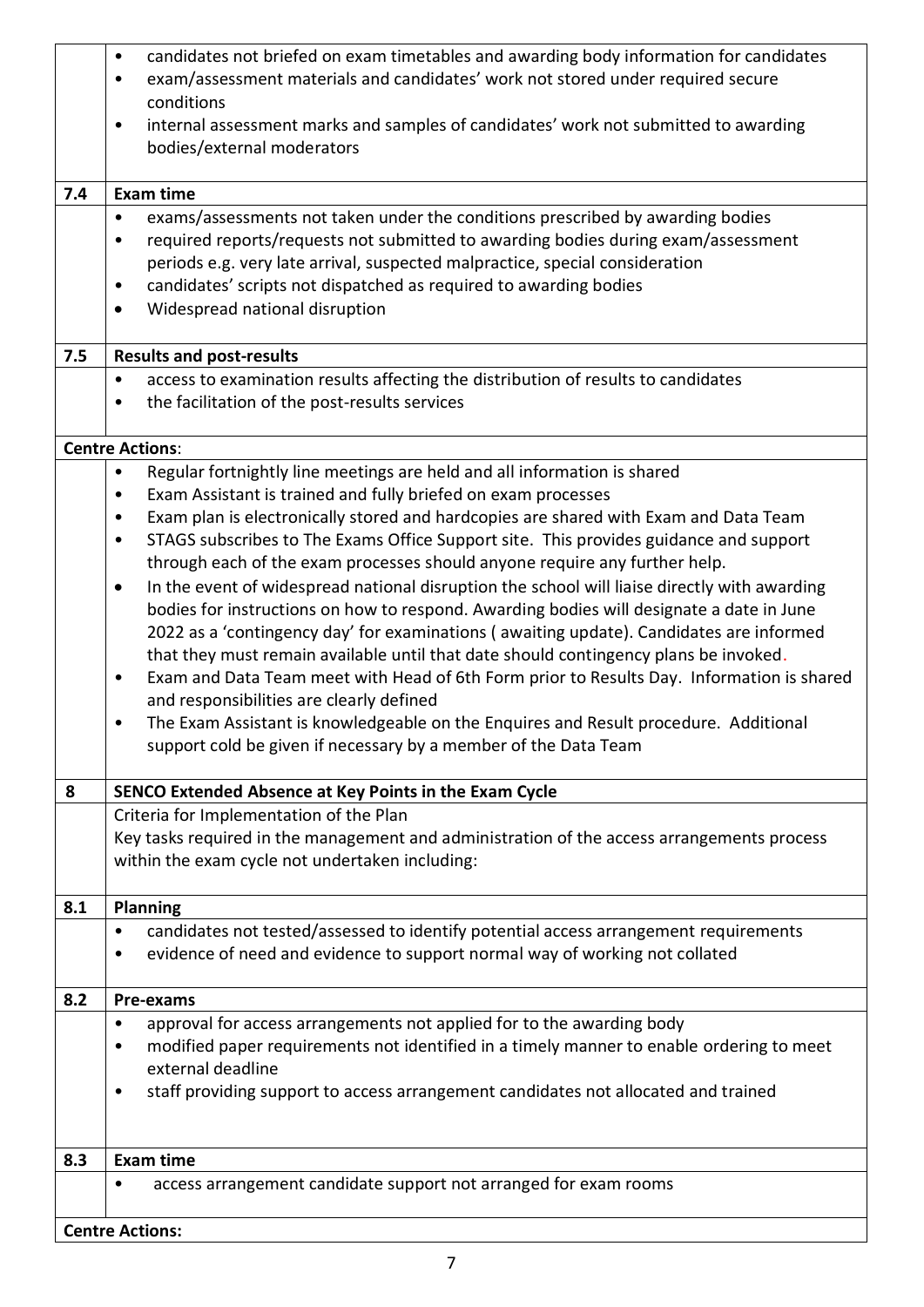| | |
|---|---|
| | • candidates not briefed on exam timetables and awarding body information for candidates<br>• exam/assessment materials and candidates' work not stored under required secure conditions<br>• internal assessment marks and samples of candidates' work not submitted to awarding bodies/external moderators |
| **7.4** | **Exam time** |
| | • exams/assessments not taken under the conditions prescribed by awarding bodies<br>• required reports/requests not submitted to awarding bodies during exam/assessment periods e.g. very late arrival, suspected malpractice, special consideration<br>• candidates' scripts not dispatched as required to awarding bodies<br>• Widespread national disruption |
| **7.5** | **Results and post-results** |
| | • access to examination results affecting the distribution of results to candidates<br>• the facilitation of the post-results services |
| **Centre Actions**: | |
| | • Regular fortnightly line meetings are held and all information is shared<br>• Exam Assistant is trained and fully briefed on exam processes<br>• Exam plan is electronically stored and hardcopies are shared with Exam and Data Team<br>• STAGS subscribes to The Exams Office Support site. This provides guidance and support through each of the exam processes should anyone require any further help.<br>• In the event of widespread national disruption the school will liaise directly with awarding bodies for instructions on how to respond. Awarding bodies will designate a date in June 2022 as a 'contingency day' for examinations ( awaiting update). Candidates are informed that they must remain available until that date should contingency plans be invoked.<br>• Exam and Data Team meet with Head of 6th Form prior to Results Day. Information is shared and responsibilities are clearly defined<br>• The Exam Assistant is knowledgeable on the Enquires and Result procedure. Additional support cold be given if necessary by a member of the Data Team |
| **8** | **SENCO Extended Absence at Key Points in the Exam Cycle** |
| | Criteria for Implementation of the Plan<br>Key tasks required in the management and administration of the access arrangements process within the exam cycle not undertaken including: |
| **8.1** | **Planning** |
| | • candidates not tested/assessed to identify potential access arrangement requirements<br>• evidence of need and evidence to support normal way of working not collated |
| **8.2** | **Pre-exams** |
| | • approval for access arrangements not applied for to the awarding body<br>• modified paper requirements not identified in a timely manner to enable ordering to meet external deadline<br>• staff providing support to access arrangement candidates not allocated and trained |
| **8.3** | **Exam time** |
| | • access arrangement candidate support not arranged for exam rooms |
| **Centre Actions:** | |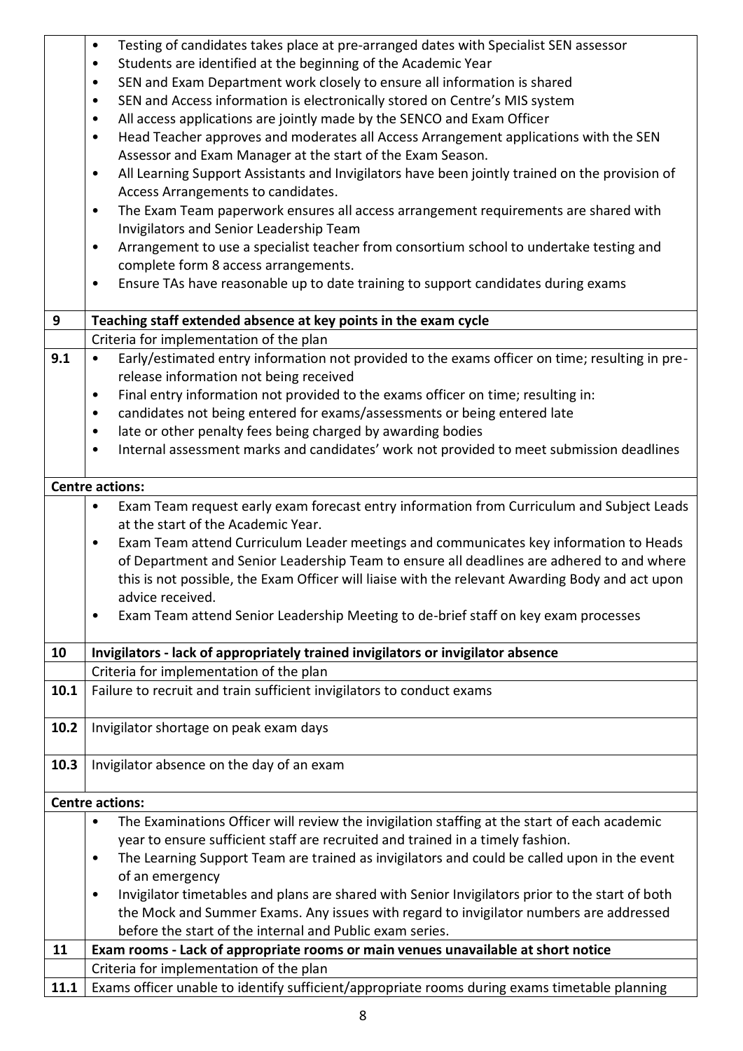| | |
|---|---|
| | • Testing of candidates takes place at pre-arranged dates with Specialist SEN assessor<br>• Students are identified at the beginning of the Academic Year<br>• SEN and Exam Department work closely to ensure all information is shared<br>• SEN and Access information is electronically stored on Centre's MIS system<br>• All access applications are jointly made by the SENCO and Exam Officer<br>• Head Teacher approves and moderates all Access Arrangement applications with the SEN Assessor and Exam Manager at the start of the Exam Season.<br>• All Learning Support Assistants and Invigilators have been jointly trained on the provision of Access Arrangements to candidates.<br>• The Exam Team paperwork ensures all access arrangement requirements are shared with Invigilators and Senior Leadership Team<br>• Arrangement to use a specialist teacher from consortium school to undertake testing and complete form 8 access arrangements.<br>• Ensure TAs have reasonable up to date training to support candidates during exams |
| **9** | **Teaching staff extended absence at key points in the exam cycle** |
| | Criteria for implementation of the plan |
| **9.1** | • Early/estimated entry information not provided to the exams officer on time; resulting in pre-release information not being received<br>• Final entry information not provided to the exams officer on time; resulting in:<br>• candidates not being entered for exams/assessments or being entered late<br>• late or other penalty fees being charged by awarding bodies<br>• Internal assessment marks and candidates' work not provided to meet submission deadlines |
| **Centre actions:** | |
| | • Exam Team request early exam forecast entry information from Curriculum and Subject Leads at the start of the Academic Year.<br>• Exam Team attend Curriculum Leader meetings and communicates key information to Heads of Department and Senior Leadership Team to ensure all deadlines are adhered to and where this is not possible, the Exam Officer will liaise with the relevant Awarding Body and act upon advice received.<br>• Exam Team attend Senior Leadership Meeting to de-brief staff on key exam processes |
| **10** | **Invigilators - lack of appropriately trained invigilators or invigilator absence** |
| | Criteria for implementation of the plan |
| **10.1** | Failure to recruit and train sufficient invigilators to conduct exams |
| **10.2** | Invigilator shortage on peak exam days |
| **10.3** | Invigilator absence on the day of an exam |
| **Centre actions:** | |
| | • The Examinations Officer will review the invigilation staffing at the start of each academic year to ensure sufficient staff are recruited and trained in a timely fashion.<br>• The Learning Support Team are trained as invigilators and could be called upon in the event of an emergency<br>• Invigilator timetables and plans are shared with Senior Invigilators prior to the start of both the Mock and Summer Exams. Any issues with regard to invigilator numbers are addressed before the start of the internal and Public exam series. |
| **11** | **Exam rooms - Lack of appropriate rooms or main venues unavailable at short notice** |
| | Criteria for implementation of the plan |
| **11.1** | Exams officer unable to identify sufficient/appropriate rooms during exams timetable planning |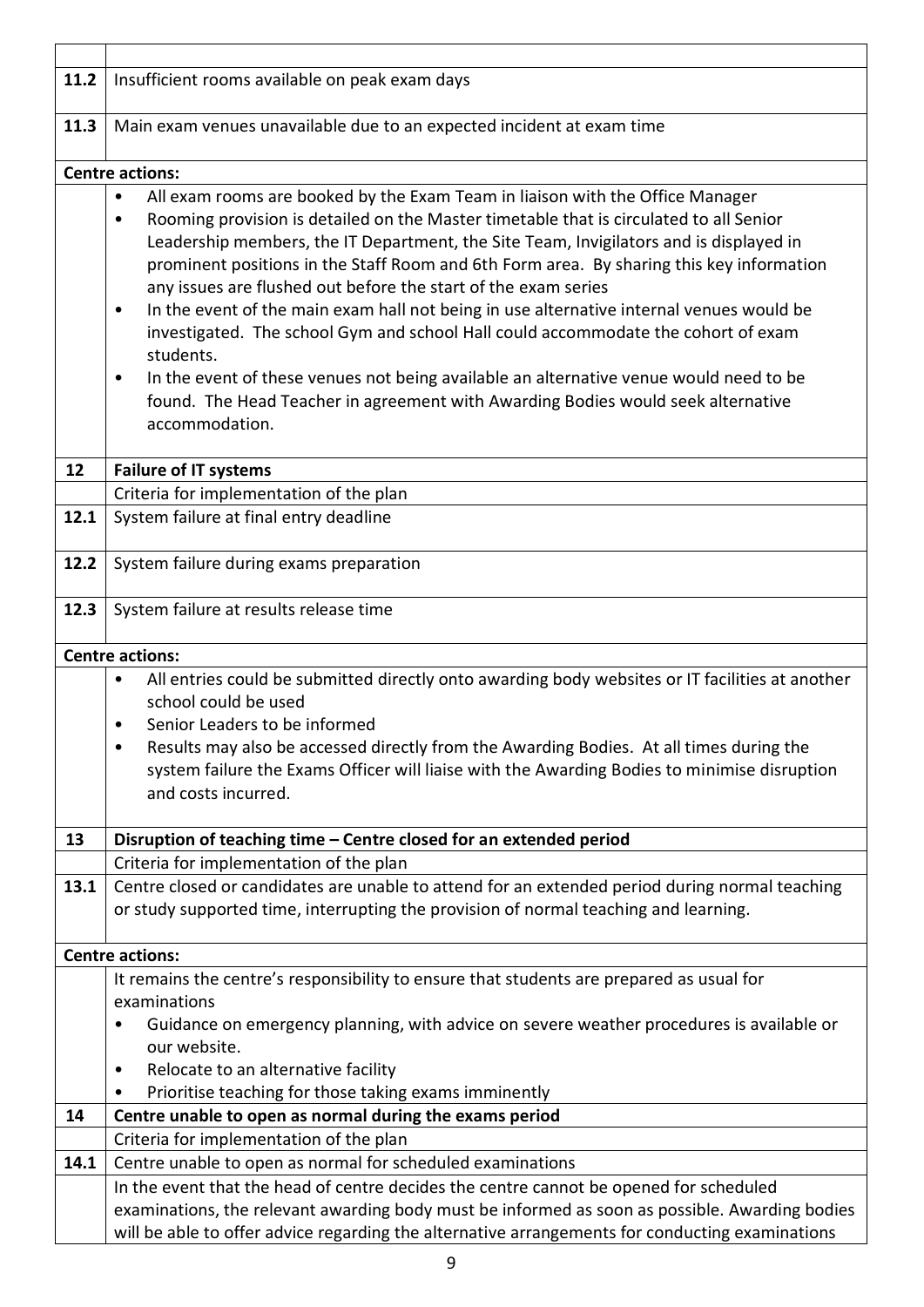| | |
|---|---|
| | |
| **11.2** | Insufficient rooms available on peak exam days |
| **11.3** | Main exam venues unavailable due to an expected incident at exam time |
| **Centre actions:** | |
| | • All exam rooms are booked by the Exam Team in liaison with the Office Manager<br>• Rooming provision is detailed on the Master timetable that is circulated to all Senior Leadership members, the IT Department, the Site Team, Invigilators and is displayed in prominent positions in the Staff Room and 6th Form area. By sharing this key information any issues are flushed out before the start of the exam series<br>• In the event of the main exam hall not being in use alternative internal venues would be investigated. The school Gym and school Hall could accommodate the cohort of exam students.<br>• In the event of these venues not being available an alternative venue would need to be found. The Head Teacher in agreement with Awarding Bodies would seek alternative accommodation. |
| **12** | **Failure of IT systems** |
| | Criteria for implementation of the plan |
| **12.1** | System failure at final entry deadline |
| **12.2** | System failure during exams preparation |
| **12.3** | System failure at results release time |
| **Centre actions:** | |
| | • All entries could be submitted directly onto awarding body websites or IT facilities at another school could be used<br>• Senior Leaders to be informed<br>• Results may also be accessed directly from the Awarding Bodies. At all times during the system failure the Exams Officer will liaise with the Awarding Bodies to minimise disruption and costs incurred. |
| **13** | **Disruption of teaching time – Centre closed for an extended period** |
| | Criteria for implementation of the plan |
| **13.1** | Centre closed or candidates are unable to attend for an extended period during normal teaching or study supported time, interrupting the provision of normal teaching and learning. |
| **Centre actions:** | |
| | It remains the centre's responsibility to ensure that students are prepared as usual for examinations<br>• Guidance on emergency planning, with advice on severe weather procedures is available or our website.<br>• Relocate to an alternative facility<br>• Prioritise teaching for those taking exams imminently |
| **14** | **Centre unable to open as normal during the exams period** |
| | Criteria for implementation of the plan |
| **14.1** | Centre unable to open as normal for scheduled examinations |
| | In the event that the head of centre decides the centre cannot be opened for scheduled examinations, the relevant awarding body must be informed as soon as possible. Awarding bodies will be able to offer advice regarding the alternative arrangements for conducting examinations |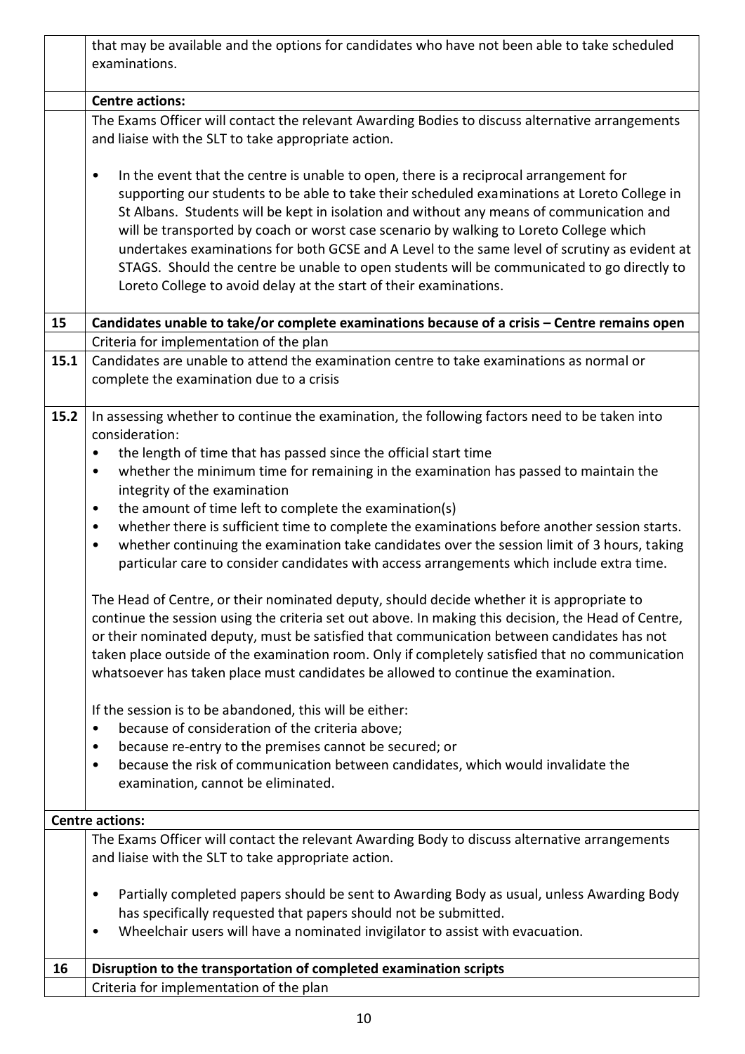| | |
|---|---|
| | that may be available and the options for candidates who have not been able to take scheduled examinations. |
| | **Centre actions:** |
| | The Exams Officer will contact the relevant Awarding Bodies to discuss alternative arrangements and liaise with the SLT to take appropriate action.<br><br>• In the event that the centre is unable to open, there is a reciprocal arrangement for supporting our students to be able to take their scheduled examinations at Loreto College in St Albans. Students will be kept in isolation and without any means of communication and will be transported by coach or worst case scenario by walking to Loreto College which undertakes examinations for both GCSE and A Level to the same level of scrutiny as evident at STAGS. Should the centre be unable to open students will be communicated to go directly to Loreto College to avoid delay at the start of their examinations. |
| **15** | **Candidates unable to take/or complete examinations because of a crisis – Centre remains open** |
| | Criteria for implementation of the plan |
| **15.1** | Candidates are unable to attend the examination centre to take examinations as normal or complete the examination due to a crisis |
| **15.2** | In assessing whether to continue the examination, the following factors need to be taken into consideration:<br>• the length of time that has passed since the official start time<br>• whether the minimum time for remaining in the examination has passed to maintain the integrity of the examination<br>• the amount of time left to complete the examination(s)<br>• whether there is sufficient time to complete the examinations before another session starts.<br>• whether continuing the examination take candidates over the session limit of 3 hours, taking particular care to consider candidates with access arrangements which include extra time.<br><br>The Head of Centre, or their nominated deputy, should decide whether it is appropriate to continue the session using the criteria set out above. In making this decision, the Head of Centre, or their nominated deputy, must be satisfied that communication between candidates has not taken place outside of the examination room. Only if completely satisfied that no communication whatsoever has taken place must candidates be allowed to continue the examination.<br><br>If the session is to be abandoned, this will be either:<br>• because of consideration of the criteria above;<br>• because re-entry to the premises cannot be secured; or<br>• because the risk of communication between candidates, which would invalidate the examination, cannot be eliminated. |
| **Centre actions:** | |
| | The Exams Officer will contact the relevant Awarding Body to discuss alternative arrangements and liaise with the SLT to take appropriate action.<br><br>• Partially completed papers should be sent to Awarding Body as usual, unless Awarding Body has specifically requested that papers should not be submitted.<br>• Wheelchair users will have a nominated invigilator to assist with evacuation. |
| **16** | **Disruption to the transportation of completed examination scripts** |
| | Criteria for implementation of the plan |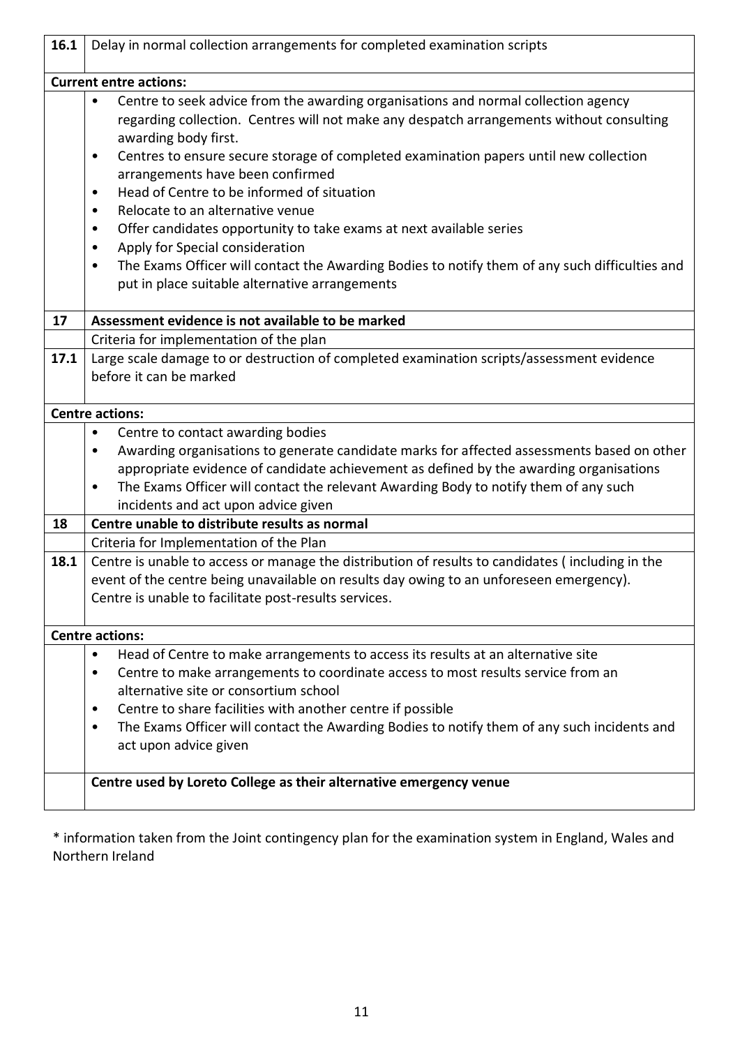| 16.1 | Delay in normal collection arrangements for completed examination scripts |
|---|---|
| **Current entre actions:** | |
| | • Centre to seek advice from the awarding organisations and normal collection agency regarding collection. Centres will not make any despatch arrangements without consulting awarding body first.<br>• Centres to ensure secure storage of completed examination papers until new collection arrangements have been confirmed<br>• Head of Centre to be informed of situation<br>• Relocate to an alternative venue<br>• Offer candidates opportunity to take exams at next available series<br>• Apply for Special consideration<br>• The Exams Officer will contact the Awarding Bodies to notify them of any such difficulties and put in place suitable alternative arrangements |
| **17** | **Assessment evidence is not available to be marked** |
| | Criteria for implementation of the plan |
| **17.1** | Large scale damage to or destruction of completed examination scripts/assessment evidence before it can be marked |
| **Centre actions:** | |
| | • Centre to contact awarding bodies<br>• Awarding organisations to generate candidate marks for affected assessments based on other appropriate evidence of candidate achievement as defined by the awarding organisations<br>• The Exams Officer will contact the relevant Awarding Body to notify them of any such incidents and act upon advice given |
| **18** | **Centre unable to distribute results as normal** |
| | Criteria for Implementation of the Plan |
| **18.1** | Centre is unable to access or manage the distribution of results to candidates ( including in the event of the centre being unavailable on results day owing to an unforeseen emergency). Centre is unable to facilitate post-results services. |
| **Centre actions:** | |
| | • Head of Centre to make arrangements to access its results at an alternative site<br>• Centre to make arrangements to coordinate access to most results service from an alternative site or consortium school<br>• Centre to share facilities with another centre if possible<br>• The Exams Officer will contact the Awarding Bodies to notify them of any such incidents and act upon advice given |
| | **Centre used by Loreto College as their alternative emergency venue** |

* information taken from the Joint contingency plan for the examination system in England, Wales and Northern Ireland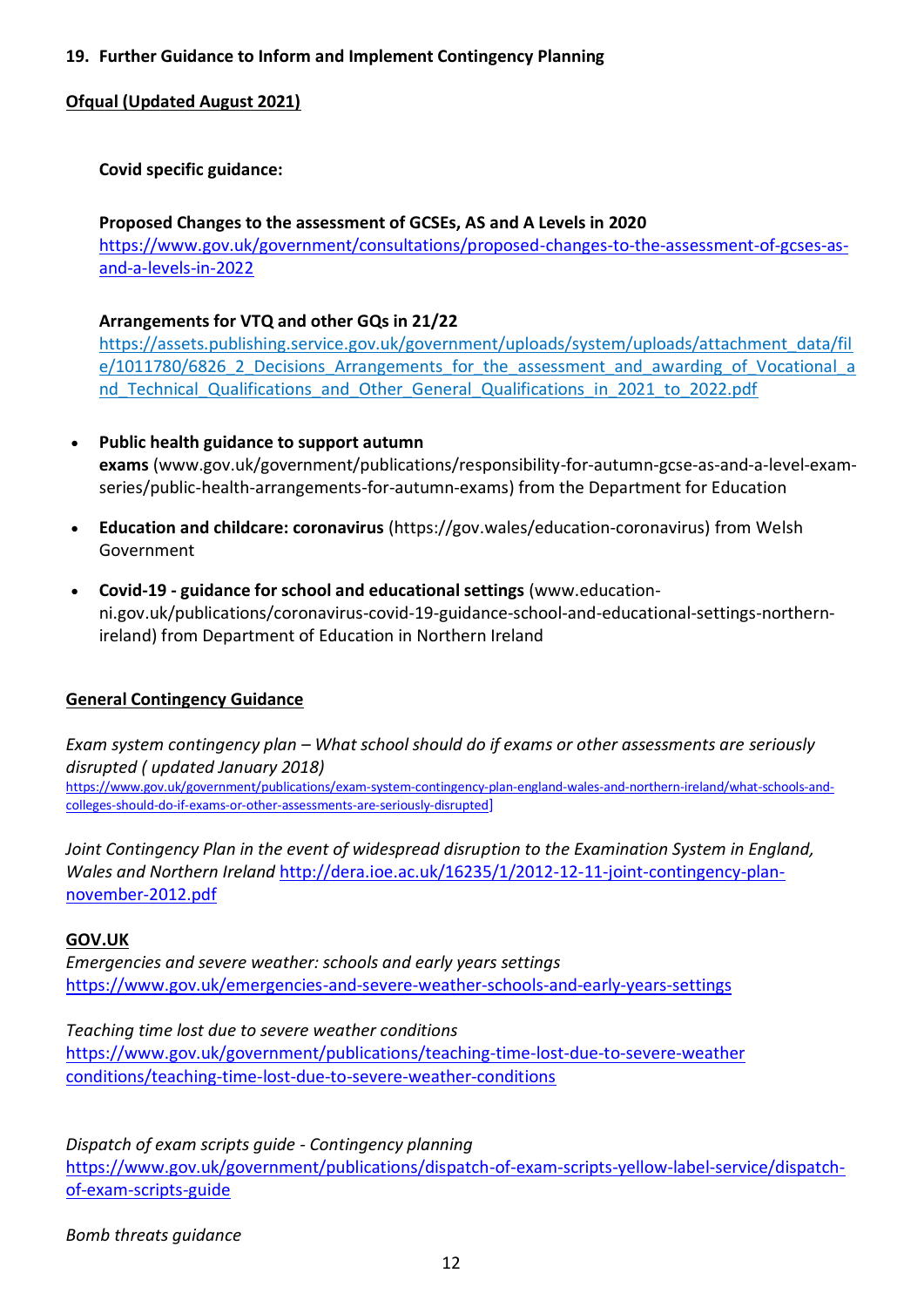## 19. Further Guidance to Inform and Implement Contingency Planning

**Ofqual (Updated August 2021)**

**Covid specific guidance:**

**Proposed Changes to the assessment of GCSEs, AS and A Levels in 2020**
https://www.gov.uk/government/consultations/proposed-changes-to-the-assessment-of-gcses-as-and-a-levels-in-2022

**Arrangements for VTQ and other GQs in 21/22**
https://assets.publishing.service.gov.uk/government/uploads/system/uploads/attachment_data/file/1011780/6826_2_Decisions_Arrangements_for_the_assessment_and_awarding_of_Vocational_and_Technical_Qualifications_and_Other_General_Qualifications_in_2021_to_2022.pdf

- **Public health guidance to support autumn exams** (www.gov.uk/government/publications/responsibility-for-autumn-gcse-as-and-a-level-exam-series/public-health-arrangements-for-autumn-exams) from the Department for Education
- **Education and childcare: coronavirus** (https://gov.wales/education-coronavirus) from Welsh Government
- **Covid-19 - guidance for school and educational settings** (www.education-ni.gov.uk/publications/coronavirus-covid-19-guidance-school-and-educational-settings-northern-ireland) from Department of Education in Northern Ireland

**General Contingency Guidance**

*Exam system contingency plan – What school should do if exams or other assessments are seriously disrupted ( updated January 2018)*
https://www.gov.uk/government/publications/exam-system-contingency-plan-england-wales-and-northern-ireland/what-schools-and-colleges-should-do-if-exams-or-other-assessments-are-seriously-disrupted]

*Joint Contingency Plan in the event of widespread disruption to the Examination System in England, Wales and Northern Ireland* http://dera.ioe.ac.uk/16235/1/2012-12-11-joint-contingency-plan-november-2012.pdf

**GOV.UK**
*Emergencies and severe weather: schools and early years settings*
https://www.gov.uk/emergencies-and-severe-weather-schools-and-early-years-settings

*Teaching time lost due to severe weather conditions*
https://www.gov.uk/government/publications/teaching-time-lost-due-to-severe-weather conditions/teaching-time-lost-due-to-severe-weather-conditions

*Dispatch of exam scripts guide - Contingency planning*
https://www.gov.uk/government/publications/dispatch-of-exam-scripts-yellow-label-service/dispatch-of-exam-scripts-guide

*Bomb threats guidance*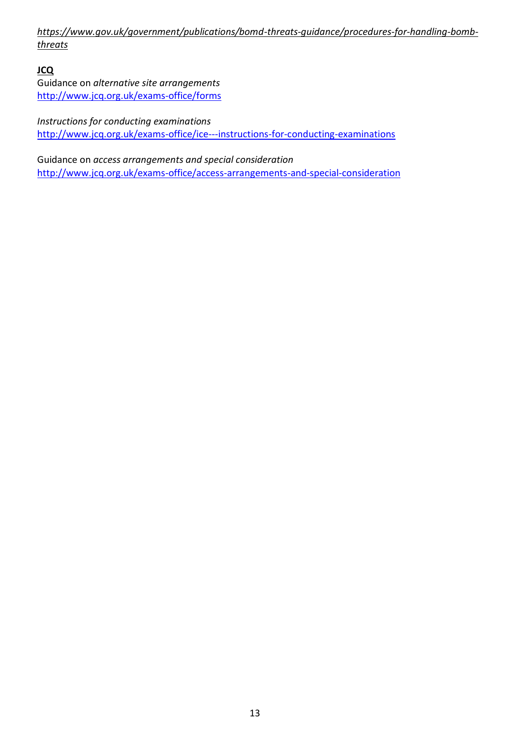*https://www.gov.uk/government/publications/bomd-threats-guidance/procedures-for-handling-bomb-threats*

**JCQ**

Guidance on *alternative site arrangements*
http://www.jcq.org.uk/exams-office/forms

*Instructions for conducting examinations*
http://www.jcq.org.uk/exams-office/ice---instructions-for-conducting-examinations

Guidance on *access arrangements and special consideration*
http://www.jcq.org.uk/exams-office/access-arrangements-and-special-consideration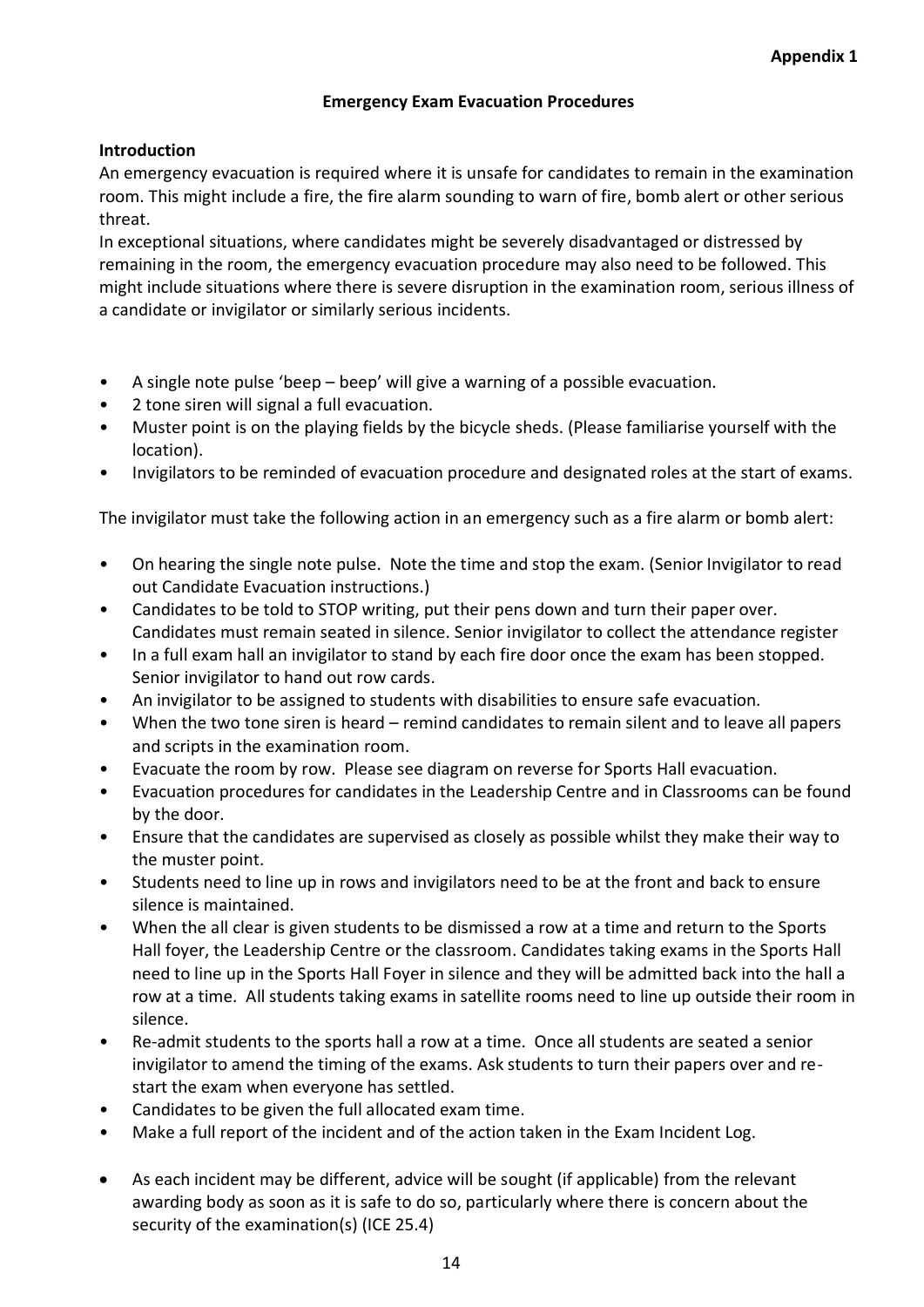**Appendix 1**

# Emergency Exam Evacuation Procedures

**Introduction**

An emergency evacuation is required where it is unsafe for candidates to remain in the examination room. This might include a fire, the fire alarm sounding to warn of fire, bomb alert or other serious threat.

In exceptional situations, where candidates might be severely disadvantaged or distressed by remaining in the room, the emergency evacuation procedure may also need to be followed. This might include situations where there is severe disruption in the examination room, serious illness of a candidate or invigilator or similarly serious incidents.

- A single note pulse 'beep – beep' will give a warning of a possible evacuation.
- 2 tone siren will signal a full evacuation.
- Muster point is on the playing fields by the bicycle sheds. (Please familiarise yourself with the location).
- Invigilators to be reminded of evacuation procedure and designated roles at the start of exams.

The invigilator must take the following action in an emergency such as a fire alarm or bomb alert:

- On hearing the single note pulse. Note the time and stop the exam. (Senior Invigilator to read out Candidate Evacuation instructions.)
- Candidates to be told to STOP writing, put their pens down and turn their paper over. Candidates must remain seated in silence. Senior invigilator to collect the attendance register
- In a full exam hall an invigilator to stand by each fire door once the exam has been stopped. Senior invigilator to hand out row cards.
- An invigilator to be assigned to students with disabilities to ensure safe evacuation.
- When the two tone siren is heard – remind candidates to remain silent and to leave all papers and scripts in the examination room.
- Evacuate the room by row. Please see diagram on reverse for Sports Hall evacuation.
- Evacuation procedures for candidates in the Leadership Centre and in Classrooms can be found by the door.
- Ensure that the candidates are supervised as closely as possible whilst they make their way to the muster point.
- Students need to line up in rows and invigilators need to be at the front and back to ensure silence is maintained.
- When the all clear is given students to be dismissed a row at a time and return to the Sports Hall foyer, the Leadership Centre or the classroom. Candidates taking exams in the Sports Hall need to line up in the Sports Hall Foyer in silence and they will be admitted back into the hall a row at a time. All students taking exams in satellite rooms need to line up outside their room in silence.
- Re-admit students to the sports hall a row at a time. Once all students are seated a senior invigilator to amend the timing of the exams. Ask students to turn their papers over and re-start the exam when everyone has settled.
- Candidates to be given the full allocated exam time.
- Make a full report of the incident and of the action taken in the Exam Incident Log.

- As each incident may be different, advice will be sought (if applicable) from the relevant awarding body as soon as it is safe to do so, particularly where there is concern about the security of the examination(s) (ICE 25.4)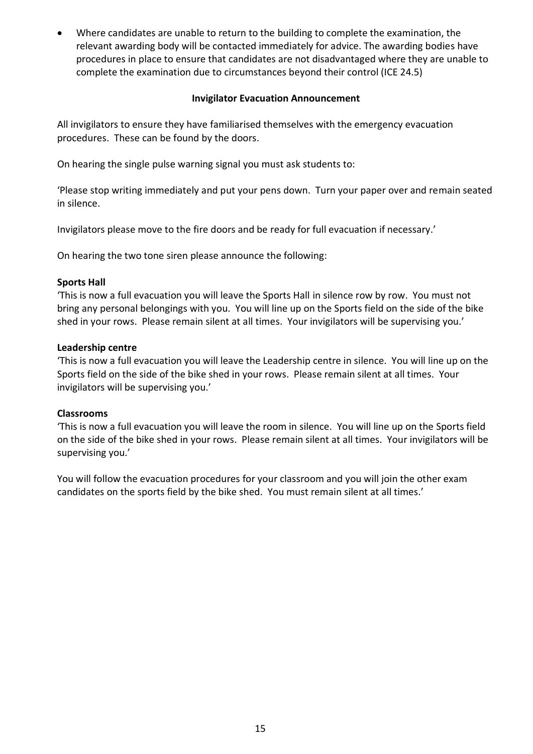- Where candidates are unable to return to the building to complete the examination, the relevant awarding body will be contacted immediately for advice. The awarding bodies have procedures in place to ensure that candidates are not disadvantaged where they are unable to complete the examination due to circumstances beyond their control (ICE 24.5)

**Invigilator Evacuation Announcement**

All invigilators to ensure they have familiarised themselves with the emergency evacuation procedures. These can be found by the doors.

On hearing the single pulse warning signal you must ask students to:

'Please stop writing immediately and put your pens down. Turn your paper over and remain seated in silence.

Invigilators please move to the fire doors and be ready for full evacuation if necessary.'

On hearing the two tone siren please announce the following:

**Sports Hall**
'This is now a full evacuation you will leave the Sports Hall in silence row by row. You must not bring any personal belongings with you. You will line up on the Sports field on the side of the bike shed in your rows. Please remain silent at all times. Your invigilators will be supervising you.'

**Leadership centre**
'This is now a full evacuation you will leave the Leadership centre in silence. You will line up on the Sports field on the side of the bike shed in your rows. Please remain silent at all times. Your invigilators will be supervising you.'

**Classrooms**
'This is now a full evacuation you will leave the room in silence. You will line up on the Sports field on the side of the bike shed in your rows. Please remain silent at all times. Your invigilators will be supervising you.'

You will follow the evacuation procedures for your classroom and you will join the other exam candidates on the sports field by the bike shed. You must remain silent at all times.'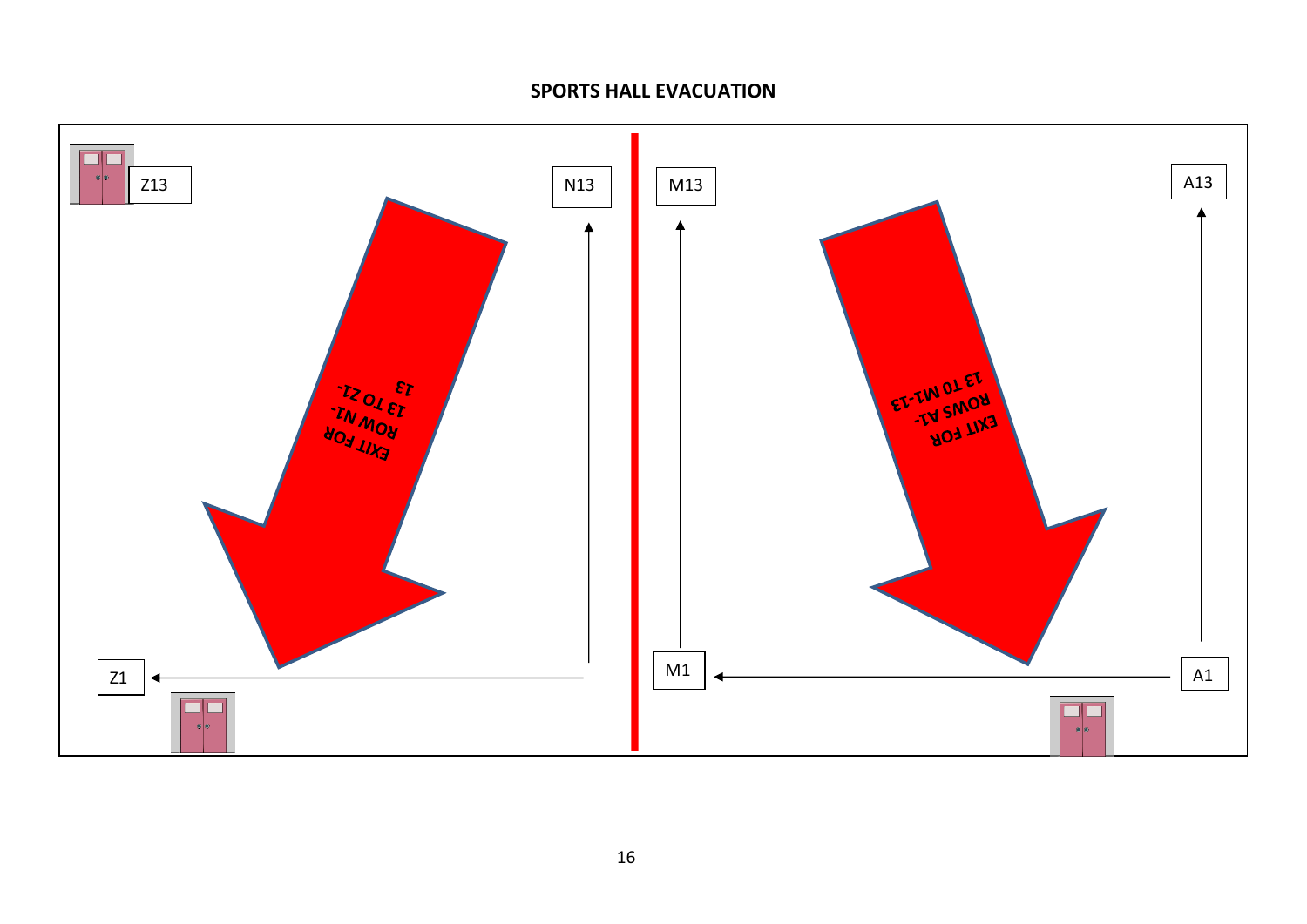## SPORTS HALL EVACUATION

Z13

N13

M13

A13

EXIT FOR ROW N1-13 TO Z1-13

EXIT FOR ROWS A1-13 TO M1-13

Z1

M1

A1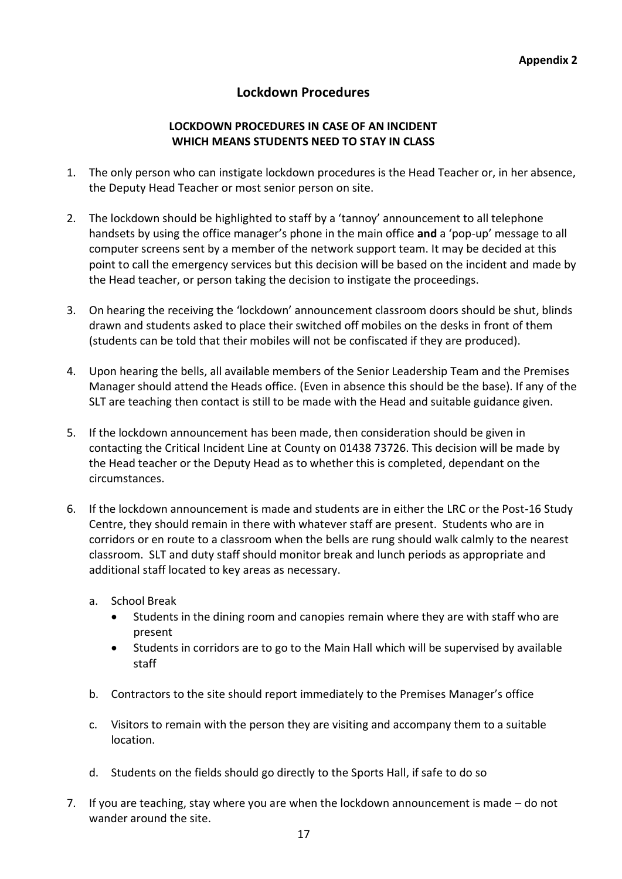**Appendix 2**

## Lockdown Procedures

### LOCKDOWN PROCEDURES IN CASE OF AN INCIDENT WHICH MEANS STUDENTS NEED TO STAY IN CLASS

1. The only person who can instigate lockdown procedures is the Head Teacher or, in her absence, the Deputy Head Teacher or most senior person on site.

2. The lockdown should be highlighted to staff by a 'tannoy' announcement to all telephone handsets by using the office manager's phone in the main office **and** a 'pop-up' message to all computer screens sent by a member of the network support team. It may be decided at this point to call the emergency services but this decision will be based on the incident and made by the Head teacher, or person taking the decision to instigate the proceedings.

3. On hearing the receiving the 'lockdown' announcement classroom doors should be shut, blinds drawn and students asked to place their switched off mobiles on the desks in front of them (students can be told that their mobiles will not be confiscated if they are produced).

4. Upon hearing the bells, all available members of the Senior Leadership Team and the Premises Manager should attend the Heads office. (Even in absence this should be the base). If any of the SLT are teaching then contact is still to be made with the Head and suitable guidance given.

5. If the lockdown announcement has been made, then consideration should be given in contacting the Critical Incident Line at County on 01438 73726. This decision will be made by the Head teacher or the Deputy Head as to whether this is completed, dependant on the circumstances.

6. If the lockdown announcement is made and students are in either the LRC or the Post-16 Study Centre, they should remain in there with whatever staff are present. Students who are in corridors or en route to a classroom when the bells are rung should walk calmly to the nearest classroom. SLT and duty staff should monitor break and lunch periods as appropriate and additional staff located to key areas as necessary.

   a. School Break
      - Students in the dining room and canopies remain where they are with staff who are present
      - Students in corridors are to go to the Main Hall which will be supervised by available staff

   b. Contractors to the site should report immediately to the Premises Manager's office

   c. Visitors to remain with the person they are visiting and accompany them to a suitable location.

   d. Students on the fields should go directly to the Sports Hall, if safe to do so

7. If you are teaching, stay where you are when the lockdown announcement is made – do not wander around the site.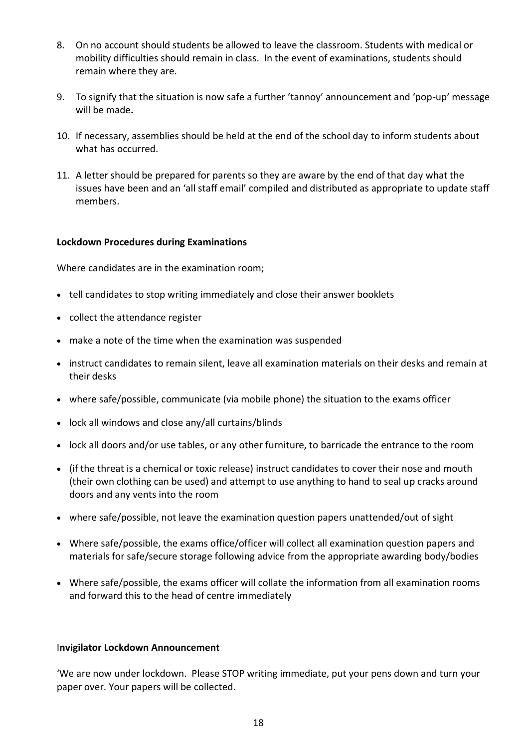8. On no account should students be allowed to leave the classroom. Students with medical or mobility difficulties should remain in class. In the event of examinations, students should remain where they are.

9. To signify that the situation is now safe a further 'tannoy' announcement and 'pop-up' message will be made**.**

10. If necessary, assemblies should be held at the end of the school day to inform students about what has occurred.

11. A letter should be prepared for parents so they are aware by the end of that day what the issues have been and an 'all staff email' compiled and distributed as appropriate to update staff members.

**Lockdown Procedures during Examinations**

Where candidates are in the examination room;

- tell candidates to stop writing immediately and close their answer booklets
- collect the attendance register
- make a note of the time when the examination was suspended
- instruct candidates to remain silent, leave all examination materials on their desks and remain at their desks
- where safe/possible, communicate (via mobile phone) the situation to the exams officer
- lock all windows and close any/all curtains/blinds
- lock all doors and/or use tables, or any other furniture, to barricade the entrance to the room
- (if the threat is a chemical or toxic release) instruct candidates to cover their nose and mouth (their own clothing can be used) and attempt to use anything to hand to seal up cracks around doors and any vents into the room
- where safe/possible, not leave the examination question papers unattended/out of sight
- Where safe/possible, the exams office/officer will collect all examination question papers and materials for safe/secure storage following advice from the appropriate awarding body/bodies
- Where safe/possible, the exams officer will collate the information from all examination rooms and forward this to the head of centre immediately

I**nvigilator Lockdown Announcement**

'We are now under lockdown. Please STOP writing immediate, put your pens down and turn your paper over. Your papers will be collected.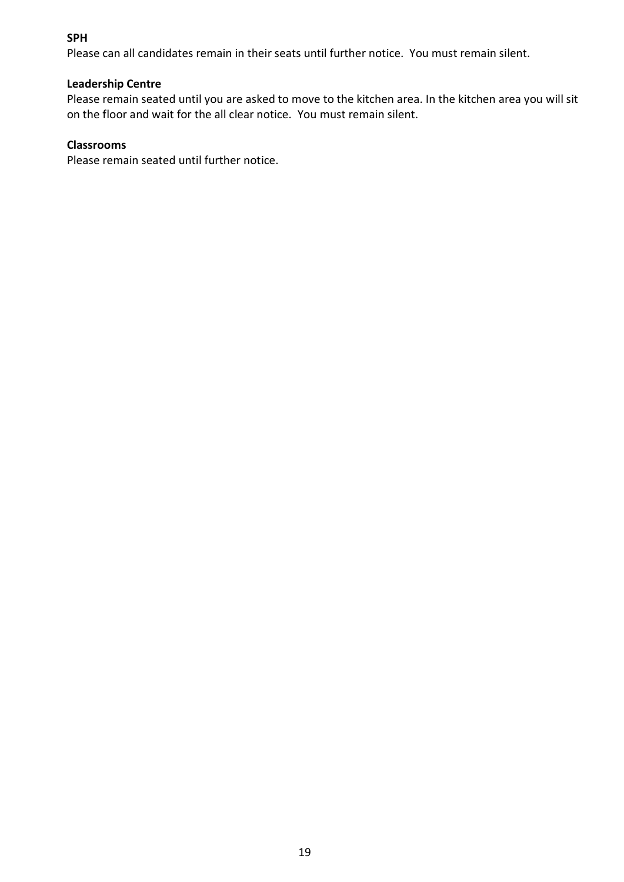**SPH**

Please can all candidates remain in their seats until further notice. You must remain silent.

**Leadership Centre**

Please remain seated until you are asked to move to the kitchen area. In the kitchen area you will sit on the floor and wait for the all clear notice. You must remain silent.

**Classrooms**

Please remain seated until further notice.